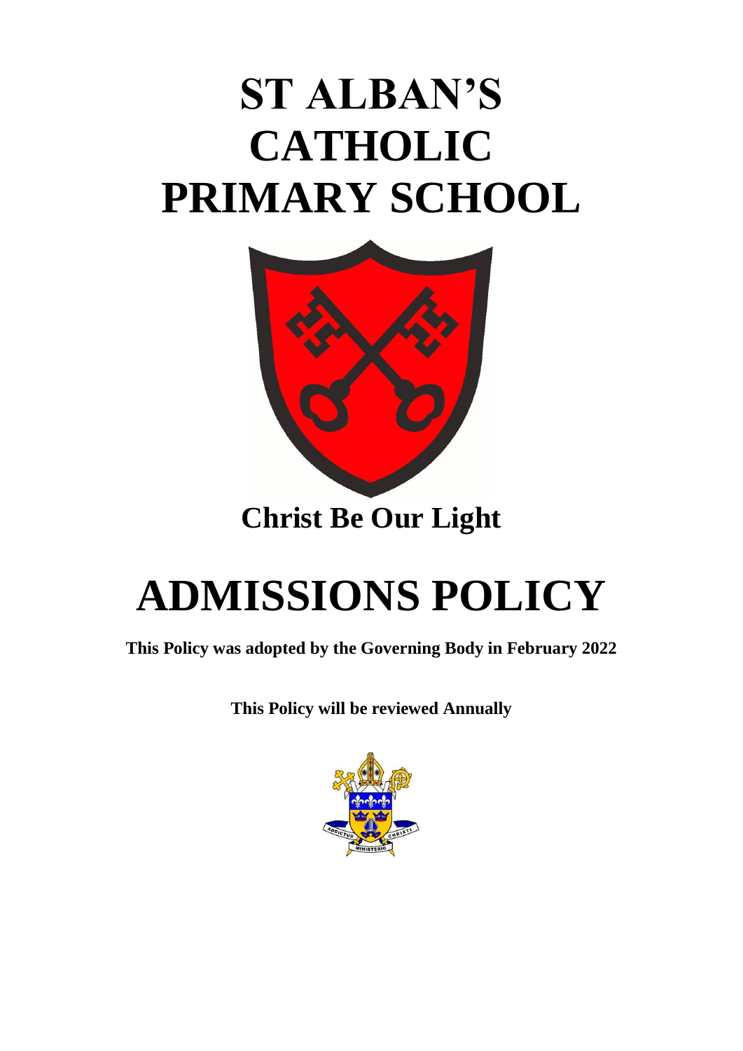# ST ALBAN'S CATHOLIC PRIMARY SCHOOL

**Christ Be Our Light**

# ADMISSIONS POLICY

**This Policy was adopted by the Governing Body in February 2022**

**This Policy will be reviewed Annually**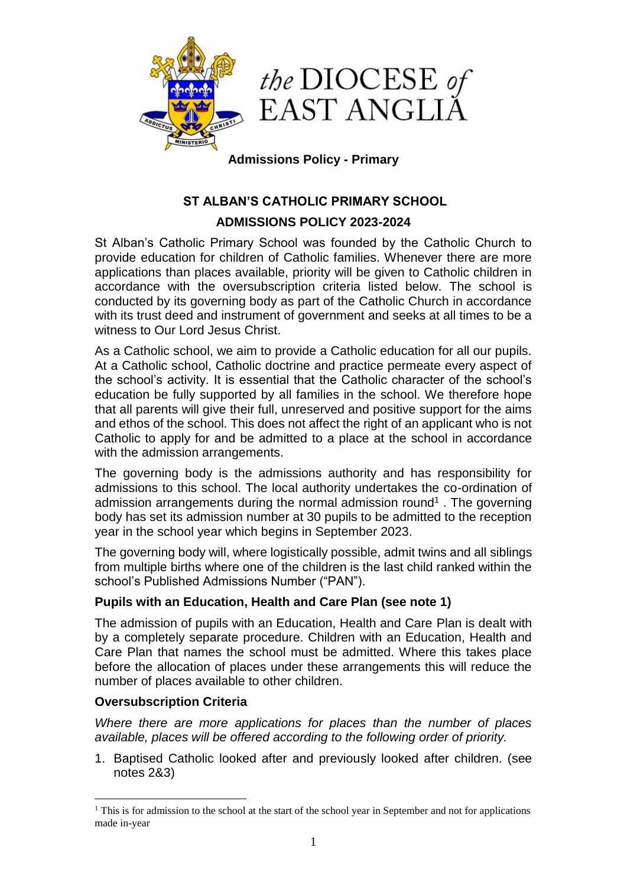**Admissions Policy - Primary**

# ST ALBAN'S CATHOLIC PRIMARY SCHOOL

## ADMISSIONS POLICY 2023-2024

St Alban's Catholic Primary School was founded by the Catholic Church to provide education for children of Catholic families. Whenever there are more applications than places available, priority will be given to Catholic children in accordance with the oversubscription criteria listed below. The school is conducted by its governing body as part of the Catholic Church in accordance with its trust deed and instrument of government and seeks at all times to be a witness to Our Lord Jesus Christ.

As a Catholic school, we aim to provide a Catholic education for all our pupils. At a Catholic school, Catholic doctrine and practice permeate every aspect of the school's activity. It is essential that the Catholic character of the school's education be fully supported by all families in the school. We therefore hope that all parents will give their full, unreserved and positive support for the aims and ethos of the school. This does not affect the right of an applicant who is not Catholic to apply for and be admitted to a place at the school in accordance with the admission arrangements.

The governing body is the admissions authority and has responsibility for admissions to this school. The local authority undertakes the co-ordination of admission arrangements during the normal admission round[1] . The governing body has set its admission number at 30 pupils to be admitted to the reception year in the school year which begins in September 2023.

The governing body will, where logistically possible, admit twins and all siblings from multiple births where one of the children is the last child ranked within the school's Published Admissions Number ("PAN").

**Pupils with an Education, Health and Care Plan (see note 1)**

The admission of pupils with an Education, Health and Care Plan is dealt with by a completely separate procedure. Children with an Education, Health and Care Plan that names the school must be admitted. Where this takes place before the allocation of places under these arrangements this will reduce the number of places available to other children.

**Oversubscription Criteria**

*Where there are more applications for places than the number of places available, places will be offered according to the following order of priority.*

1. Baptised Catholic looked after and previously looked after children. (see notes 2&3)

[1] This is for admission to the school at the start of the school year in September and not for applications made in-year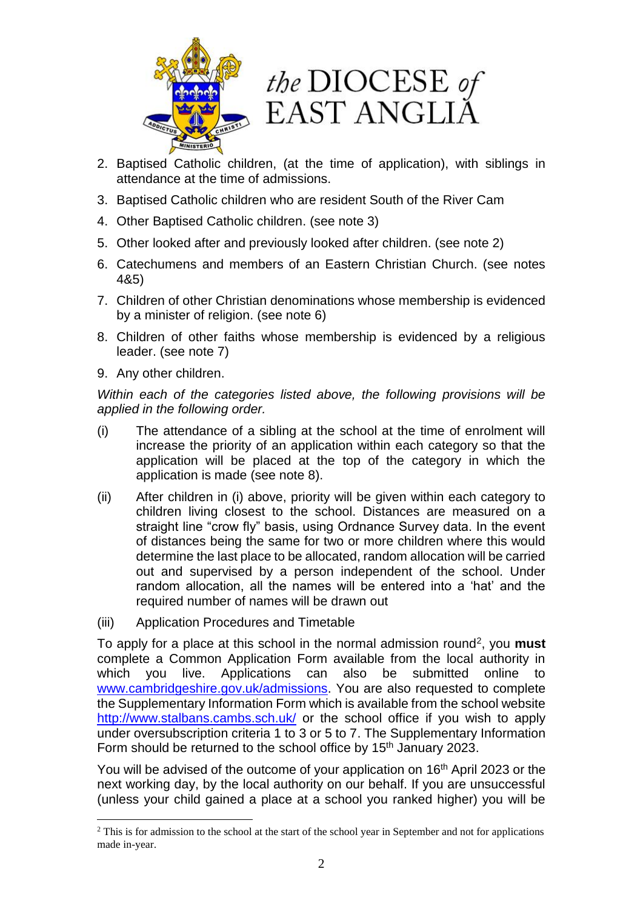2. Baptised Catholic children, (at the time of application), with siblings in attendance at the time of admissions.
3. Baptised Catholic children who are resident South of the River Cam
4. Other Baptised Catholic children. (see note 3)
5. Other looked after and previously looked after children. (see note 2)
6. Catechumens and members of an Eastern Christian Church. (see notes 4&5)
7. Children of other Christian denominations whose membership is evidenced by a minister of religion. (see note 6)
8. Children of other faiths whose membership is evidenced by a religious leader. (see note 7)
9. Any other children.

*Within each of the categories listed above, the following provisions will be applied in the following order.*

(i) The attendance of a sibling at the school at the time of enrolment will increase the priority of an application within each category so that the application will be placed at the top of the category in which the application is made (see note 8).

(ii) After children in (i) above, priority will be given within each category to children living closest to the school. Distances are measured on a straight line "crow fly" basis, using Ordnance Survey data. In the event of distances being the same for two or more children where this would determine the last place to be allocated, random allocation will be carried out and supervised by a person independent of the school. Under random allocation, all the names will be entered into a 'hat' and the required number of names will be drawn out

(iii) Application Procedures and Timetable

To apply for a place at this school in the normal admission round[2], you **must** complete a Common Application Form available from the local authority in which you live. Applications can also be submitted online to www.cambridgeshire.gov.uk/admissions. You are also requested to complete the Supplementary Information Form which is available from the school website http://www.stalbans.cambs.sch.uk/ or the school office if you wish to apply under oversubscription criteria 1 to 3 or 5 to 7. The Supplementary Information Form should be returned to the school office by 15th January 2023.

You will be advised of the outcome of your application on 16th April 2023 or the next working day, by the local authority on our behalf. If you are unsuccessful (unless your child gained a place at a school you ranked higher) you will be

[2] This is for admission to the school at the start of the school year in September and not for applications made in-year.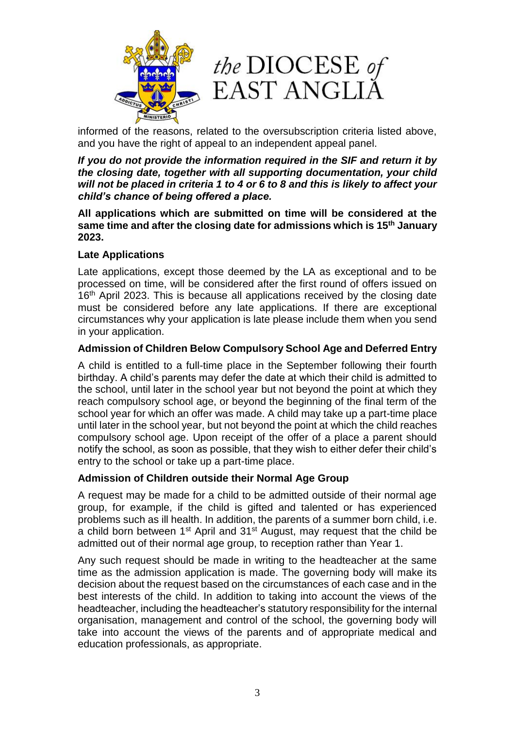informed of the reasons, related to the oversubscription criteria listed above, and you have the right of appeal to an independent appeal panel.

***If you do not provide the information required in the SIF and return it by the closing date, together with all supporting documentation, your child will not be placed in criteria 1 to 4 or 6 to 8 and this is likely to affect your child's chance of being offered a place.***

**All applications which are submitted on time will be considered at the same time and after the closing date for admissions which is 15th January 2023.**

**Late Applications**

Late applications, except those deemed by the LA as exceptional and to be processed on time, will be considered after the first round of offers issued on 16th April 2023. This is because all applications received by the closing date must be considered before any late applications. If there are exceptional circumstances why your application is late please include them when you send in your application.

**Admission of Children Below Compulsory School Age and Deferred Entry**

A child is entitled to a full-time place in the September following their fourth birthday. A child's parents may defer the date at which their child is admitted to the school, until later in the school year but not beyond the point at which they reach compulsory school age, or beyond the beginning of the final term of the school year for which an offer was made. A child may take up a part-time place until later in the school year, but not beyond the point at which the child reaches compulsory school age. Upon receipt of the offer of a place a parent should notify the school, as soon as possible, that they wish to either defer their child's entry to the school or take up a part-time place.

**Admission of Children outside their Normal Age Group**

A request may be made for a child to be admitted outside of their normal age group, for example, if the child is gifted and talented or has experienced problems such as ill health. In addition, the parents of a summer born child, i.e. a child born between 1st April and 31st August, may request that the child be admitted out of their normal age group, to reception rather than Year 1.

Any such request should be made in writing to the headteacher at the same time as the admission application is made. The governing body will make its decision about the request based on the circumstances of each case and in the best interests of the child. In addition to taking into account the views of the headteacher, including the headteacher's statutory responsibility for the internal organisation, management and control of the school, the governing body will take into account the views of the parents and of appropriate medical and education professionals, as appropriate.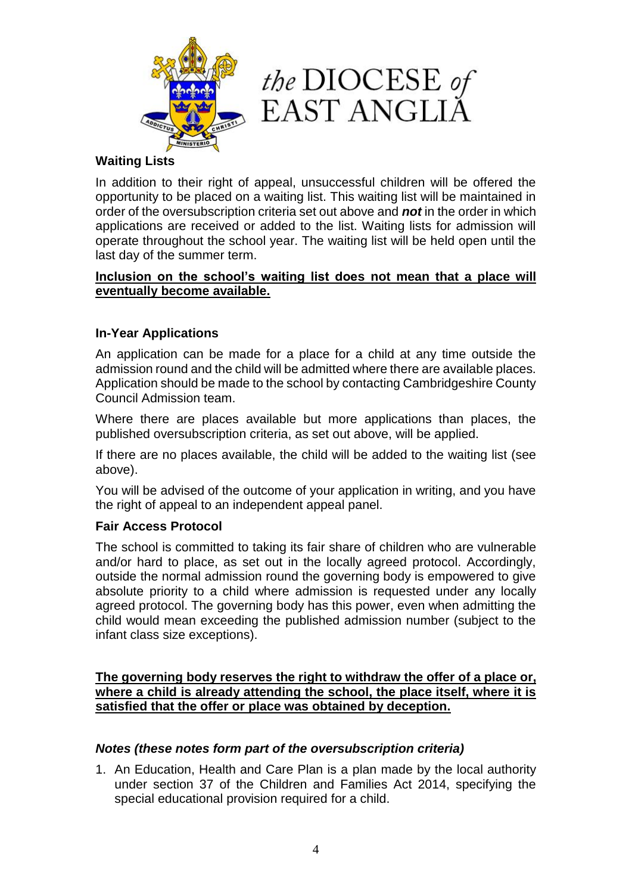the DIOCESE of EAST ANGLIA

**Waiting Lists**

In addition to their right of appeal, unsuccessful children will be offered the opportunity to be placed on a waiting list. This waiting list will be maintained in order of the oversubscription criteria set out above and ***not*** in the order in which applications are received or added to the list. Waiting lists for admission will operate throughout the school year. The waiting list will be held open until the last day of the summer term.

**<u>Inclusion on the school's waiting list does not mean that a place will eventually become available.</u>**

**In-Year Applications**

An application can be made for a place for a child at any time outside the admission round and the child will be admitted where there are available places. Application should be made to the school by contacting Cambridgeshire County Council Admission team.

Where there are places available but more applications than places, the published oversubscription criteria, as set out above, will be applied.

If there are no places available, the child will be added to the waiting list (see above).

You will be advised of the outcome of your application in writing, and you have the right of appeal to an independent appeal panel.

**Fair Access Protocol**

The school is committed to taking its fair share of children who are vulnerable and/or hard to place, as set out in the locally agreed protocol. Accordingly, outside the normal admission round the governing body is empowered to give absolute priority to a child where admission is requested under any locally agreed protocol. The governing body has this power, even when admitting the child would mean exceeding the published admission number (subject to the infant class size exceptions).

**<u>The governing body reserves the right to withdraw the offer of a place or, where a child is already attending the school, the place itself, where it is satisfied that the offer or place was obtained by deception.</u>**

***Notes (these notes form part of the oversubscription criteria)***

1. An Education, Health and Care Plan is a plan made by the local authority under section 37 of the Children and Families Act 2014, specifying the special educational provision required for a child.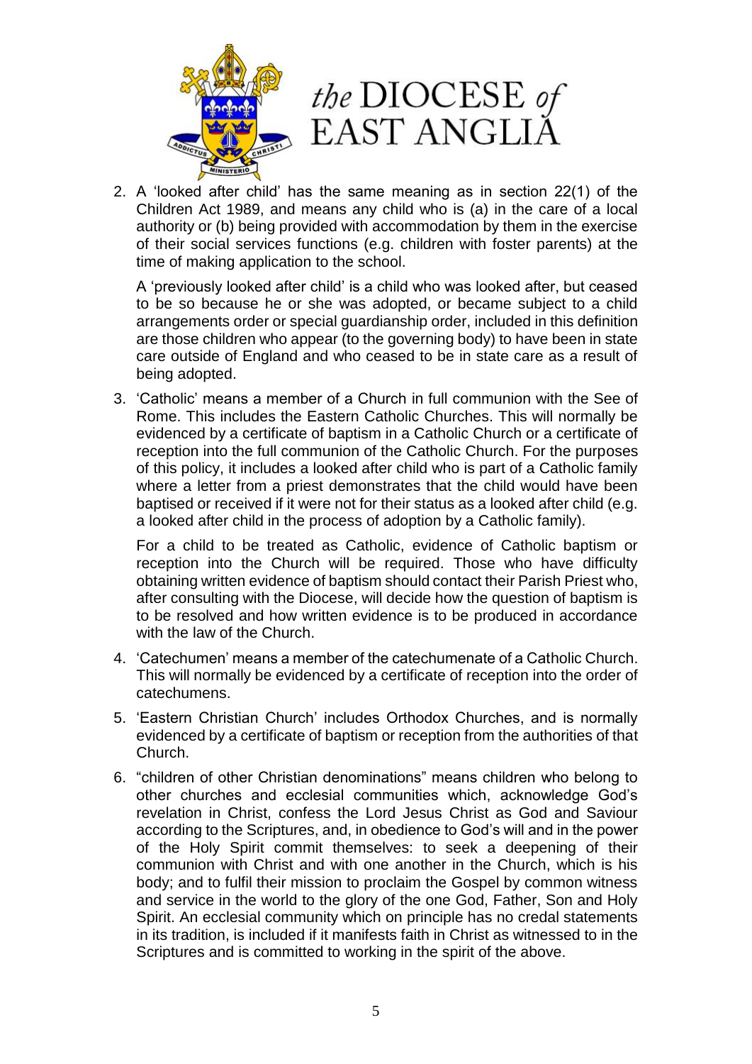2. A 'looked after child' has the same meaning as in section 22(1) of the Children Act 1989, and means any child who is (a) in the care of a local authority or (b) being provided with accommodation by them in the exercise of their social services functions (e.g. children with foster parents) at the time of making application to the school.

   A 'previously looked after child' is a child who was looked after, but ceased to be so because he or she was adopted, or became subject to a child arrangements order or special guardianship order, included in this definition are those children who appear (to the governing body) to have been in state care outside of England and who ceased to be in state care as a result of being adopted.

3. 'Catholic' means a member of a Church in full communion with the See of Rome. This includes the Eastern Catholic Churches. This will normally be evidenced by a certificate of baptism in a Catholic Church or a certificate of reception into the full communion of the Catholic Church. For the purposes of this policy, it includes a looked after child who is part of a Catholic family where a letter from a priest demonstrates that the child would have been baptised or received if it were not for their status as a looked after child (e.g. a looked after child in the process of adoption by a Catholic family).

   For a child to be treated as Catholic, evidence of Catholic baptism or reception into the Church will be required. Those who have difficulty obtaining written evidence of baptism should contact their Parish Priest who, after consulting with the Diocese, will decide how the question of baptism is to be resolved and how written evidence is to be produced in accordance with the law of the Church.

4. 'Catechumen' means a member of the catechumenate of a Catholic Church. This will normally be evidenced by a certificate of reception into the order of catechumens.

5. 'Eastern Christian Church' includes Orthodox Churches, and is normally evidenced by a certificate of baptism or reception from the authorities of that Church.

6. "children of other Christian denominations" means children who belong to other churches and ecclesial communities which, acknowledge God's revelation in Christ, confess the Lord Jesus Christ as God and Saviour according to the Scriptures, and, in obedience to God's will and in the power of the Holy Spirit commit themselves: to seek a deepening of their communion with Christ and with one another in the Church, which is his body; and to fulfil their mission to proclaim the Gospel by common witness and service in the world to the glory of the one God, Father, Son and Holy Spirit. An ecclesial community which on principle has no credal statements in its tradition, is included if it manifests faith in Christ as witnessed to in the Scriptures and is committed to working in the spirit of the above.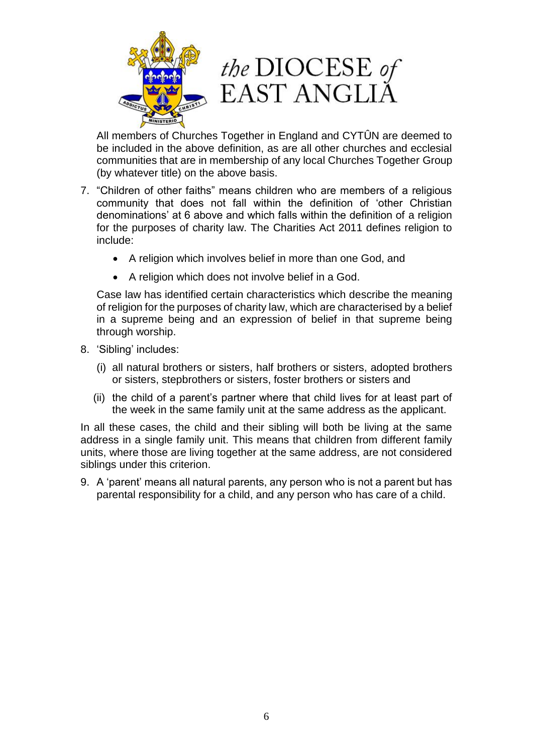All members of Churches Together in England and CYTÛN are deemed to be included in the above definition, as are all other churches and ecclesial communities that are in membership of any local Churches Together Group (by whatever title) on the above basis.

7. "Children of other faiths" means children who are members of a religious community that does not fall within the definition of 'other Christian denominations' at 6 above and which falls within the definition of a religion for the purposes of charity law. The Charities Act 2011 defines religion to include:

    - A religion which involves belief in more than one God, and
    - A religion which does not involve belief in a God.

    Case law has identified certain characteristics which describe the meaning of religion for the purposes of charity law, which are characterised by a belief in a supreme being and an expression of belief in that supreme being through worship.

8. 'Sibling' includes:

    (i) all natural brothers or sisters, half brothers or sisters, adopted brothers or sisters, stepbrothers or sisters, foster brothers or sisters and

    (ii) the child of a parent's partner where that child lives for at least part of the week in the same family unit at the same address as the applicant.

In all these cases, the child and their sibling will both be living at the same address in a single family unit. This means that children from different family units, where those are living together at the same address, are not considered siblings under this criterion.

9. A 'parent' means all natural parents, any person who is not a parent but has parental responsibility for a child, and any person who has care of a child.